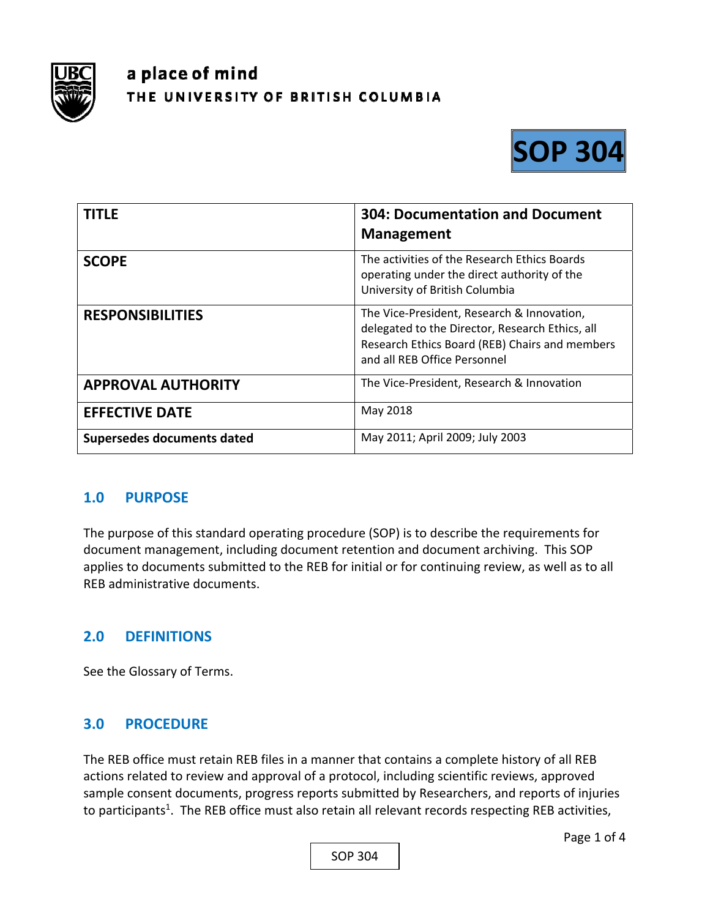a place of mind
THE UNIVERSITY OF BRITISH COLUMBIA

# SOP 304

| TITLE | 304: Documentation and Document Management |
| --- | --- |
| SCOPE | The activities of the Research Ethics Boards operating under the direct authority of the University of British Columbia |
| RESPONSIBILITIES | The Vice-President, Research & Innovation, delegated to the Director, Research Ethics, all Research Ethics Board (REB) Chairs and members and all REB Office Personnel |
| APPROVAL AUTHORITY | The Vice-President, Research & Innovation |
| EFFECTIVE DATE | May 2018 |
| Supersedes documents dated | May 2011; April 2009; July 2003 |

## 1.0 PURPOSE

The purpose of this standard operating procedure (SOP) is to describe the requirements for document management, including document retention and document archiving. This SOP applies to documents submitted to the REB for initial or for continuing review, as well as to all REB administrative documents.

## 2.0 DEFINITIONS

See the Glossary of Terms.

## 3.0 PROCEDURE

The REB office must retain REB files in a manner that contains a complete history of all REB actions related to review and approval of a protocol, including scientific reviews, approved sample consent documents, progress reports submitted by Researchers, and reports of injuries to participants[1]. The REB office must also retain all relevant records respecting REB activities,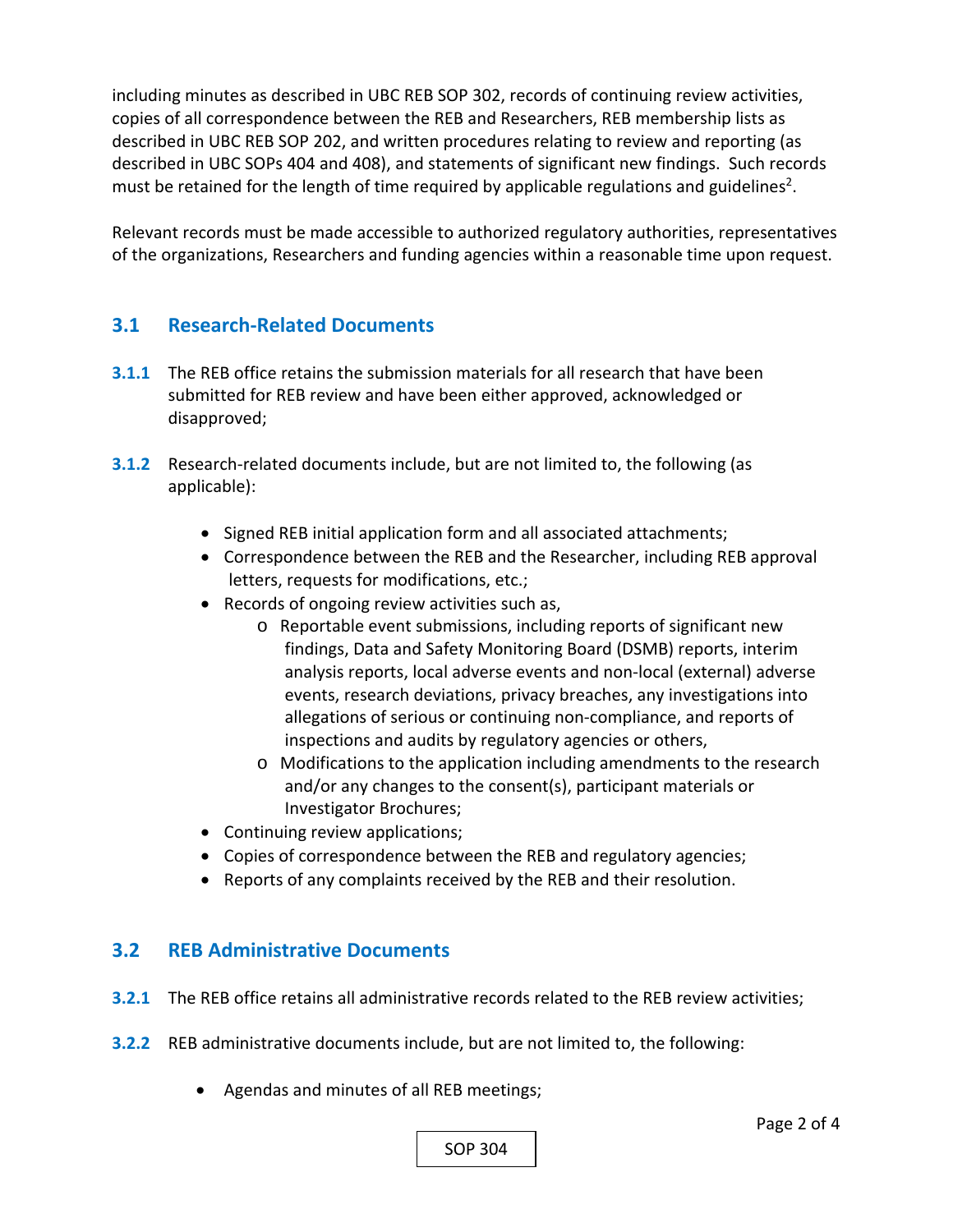including minutes as described in UBC REB SOP 302, records of continuing review activities, copies of all correspondence between the REB and Researchers, REB membership lists as described in UBC REB SOP 202, and written procedures relating to review and reporting (as described in UBC SOPs 404 and 408), and statements of significant new findings. Such records must be retained for the length of time required by applicable regulations and guidelines[2].

Relevant records must be made accessible to authorized regulatory authorities, representatives of the organizations, Researchers and funding agencies within a reasonable time upon request.

## 3.1 Research-Related Documents

**3.1.1** The REB office retains the submission materials for all research that have been submitted for REB review and have been either approved, acknowledged or disapproved;

**3.1.2** Research-related documents include, but are not limited to, the following (as applicable):

- Signed REB initial application form and all associated attachments;
- Correspondence between the REB and the Researcher, including REB approval letters, requests for modifications, etc.;
- Records of ongoing review activities such as,
  - Reportable event submissions, including reports of significant new findings, Data and Safety Monitoring Board (DSMB) reports, interim analysis reports, local adverse events and non-local (external) adverse events, research deviations, privacy breaches, any investigations into allegations of serious or continuing non-compliance, and reports of inspections and audits by regulatory agencies or others,
  - Modifications to the application including amendments to the research and/or any changes to the consent(s), participant materials or Investigator Brochures;
- Continuing review applications;
- Copies of correspondence between the REB and regulatory agencies;
- Reports of any complaints received by the REB and their resolution.

## 3.2 REB Administrative Documents

**3.2.1** The REB office retains all administrative records related to the REB review activities;

**3.2.2** REB administrative documents include, but are not limited to, the following:

- Agendas and minutes of all REB meetings;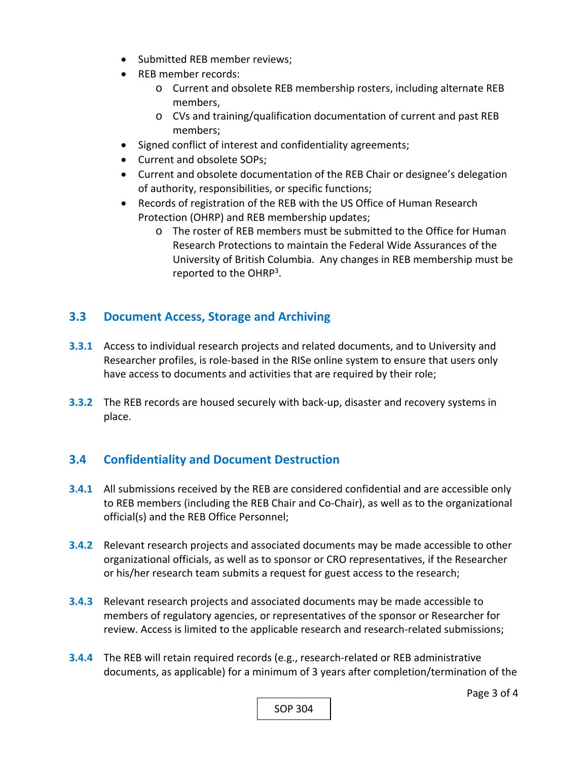- Submitted REB member reviews;
- REB member records:
  - Current and obsolete REB membership rosters, including alternate REB members,
  - CVs and training/qualification documentation of current and past REB members;
- Signed conflict of interest and confidentiality agreements;
- Current and obsolete SOPs;
- Current and obsolete documentation of the REB Chair or designee's delegation of authority, responsibilities, or specific functions;
- Records of registration of the REB with the US Office of Human Research Protection (OHRP) and REB membership updates;
  - The roster of REB members must be submitted to the Office for Human Research Protections to maintain the Federal Wide Assurances of the University of British Columbia. Any changes in REB membership must be reported to the OHRP[3].

## 3.3 Document Access, Storage and Archiving

**3.3.1** Access to individual research projects and related documents, and to University and Researcher profiles, is role-based in the RISe online system to ensure that users only have access to documents and activities that are required by their role;

**3.3.2** The REB records are housed securely with back-up, disaster and recovery systems in place.

## 3.4 Confidentiality and Document Destruction

**3.4.1** All submissions received by the REB are considered confidential and are accessible only to REB members (including the REB Chair and Co-Chair), as well as to the organizational official(s) and the REB Office Personnel;

**3.4.2** Relevant research projects and associated documents may be made accessible to other organizational officials, as well as to sponsor or CRO representatives, if the Researcher or his/her research team submits a request for guest access to the research;

**3.4.3** Relevant research projects and associated documents may be made accessible to members of regulatory agencies, or representatives of the sponsor or Researcher for review. Access is limited to the applicable research and research-related submissions;

**3.4.4** The REB will retain required records (e.g., research-related or REB administrative documents, as applicable) for a minimum of 3 years after completion/termination of the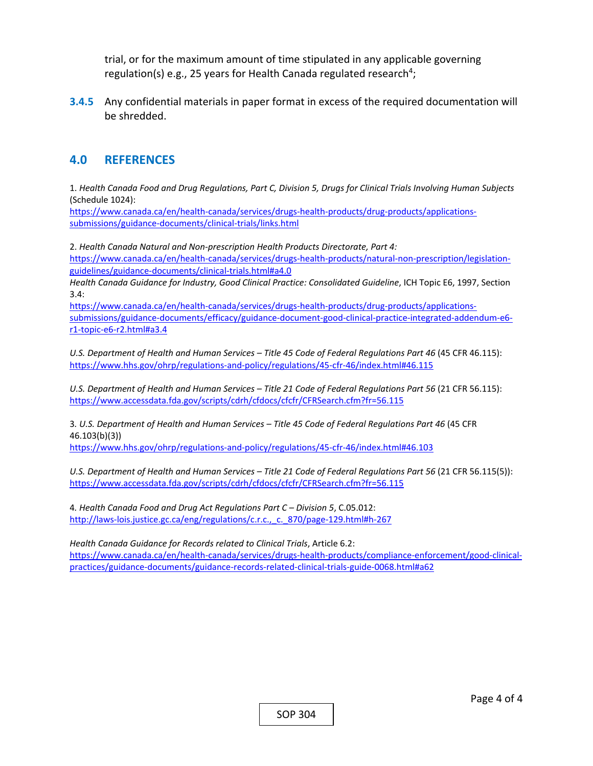trial, or for the maximum amount of time stipulated in any applicable governing regulation(s) e.g., 25 years for Health Canada regulated research[4];

**3.4.5** Any confidential materials in paper format in excess of the required documentation will be shredded.

## 4.0 REFERENCES

1. *Health Canada Food and Drug Regulations, Part C, Division 5, Drugs for Clinical Trials Involving Human Subjects* (Schedule 1024):
https://www.canada.ca/en/health-canada/services/drugs-health-products/drug-products/applications-submissions/guidance-documents/clinical-trials/links.html

2. *Health Canada Natural and Non-prescription Health Products Directorate, Part 4:*
https://www.canada.ca/en/health-canada/services/drugs-health-products/natural-non-prescription/legislation-guidelines/guidance-documents/clinical-trials.html#a4.0
*Health Canada Guidance for Industry, Good Clinical Practice: Consolidated Guideline*, ICH Topic E6, 1997, Section 3.4:
https://www.canada.ca/en/health-canada/services/drugs-health-products/drug-products/applications-submissions/guidance-documents/efficacy/guidance-document-good-clinical-practice-integrated-addendum-e6-r1-topic-e6-r2.html#a3.4

*U.S. Department of Health and Human Services – Title 45 Code of Federal Regulations Part 46* (45 CFR 46.115):
https://www.hhs.gov/ohrp/regulations-and-policy/regulations/45-cfr-46/index.html#46.115

*U.S. Department of Health and Human Services – Title 21 Code of Federal Regulations Part 56* (21 CFR 56.115):
https://www.accessdata.fda.gov/scripts/cdrh/cfdocs/cfcfr/CFRSearch.cfm?fr=56.115

3. *U.S. Department of Health and Human Services – Title 45 Code of Federal Regulations Part 46* (45 CFR 46.103(b)(3))
https://www.hhs.gov/ohrp/regulations-and-policy/regulations/45-cfr-46/index.html#46.103

*U.S. Department of Health and Human Services – Title 21 Code of Federal Regulations Part 56* (21 CFR 56.115(5)):
https://www.accessdata.fda.gov/scripts/cdrh/cfdocs/cfcfr/CFRSearch.cfm?fr=56.115

4. *Health Canada Food and Drug Act Regulations Part C – Division 5*, C.05.012:
http://laws-lois.justice.gc.ca/eng/regulations/c.r.c.,_c._870/page-129.html#h-267

*Health Canada Guidance for Records related to Clinical Trials*, Article 6.2:
https://www.canada.ca/en/health-canada/services/drugs-health-products/compliance-enforcement/good-clinical-practices/guidance-documents/guidance-records-related-clinical-trials-guide-0068.html#a62